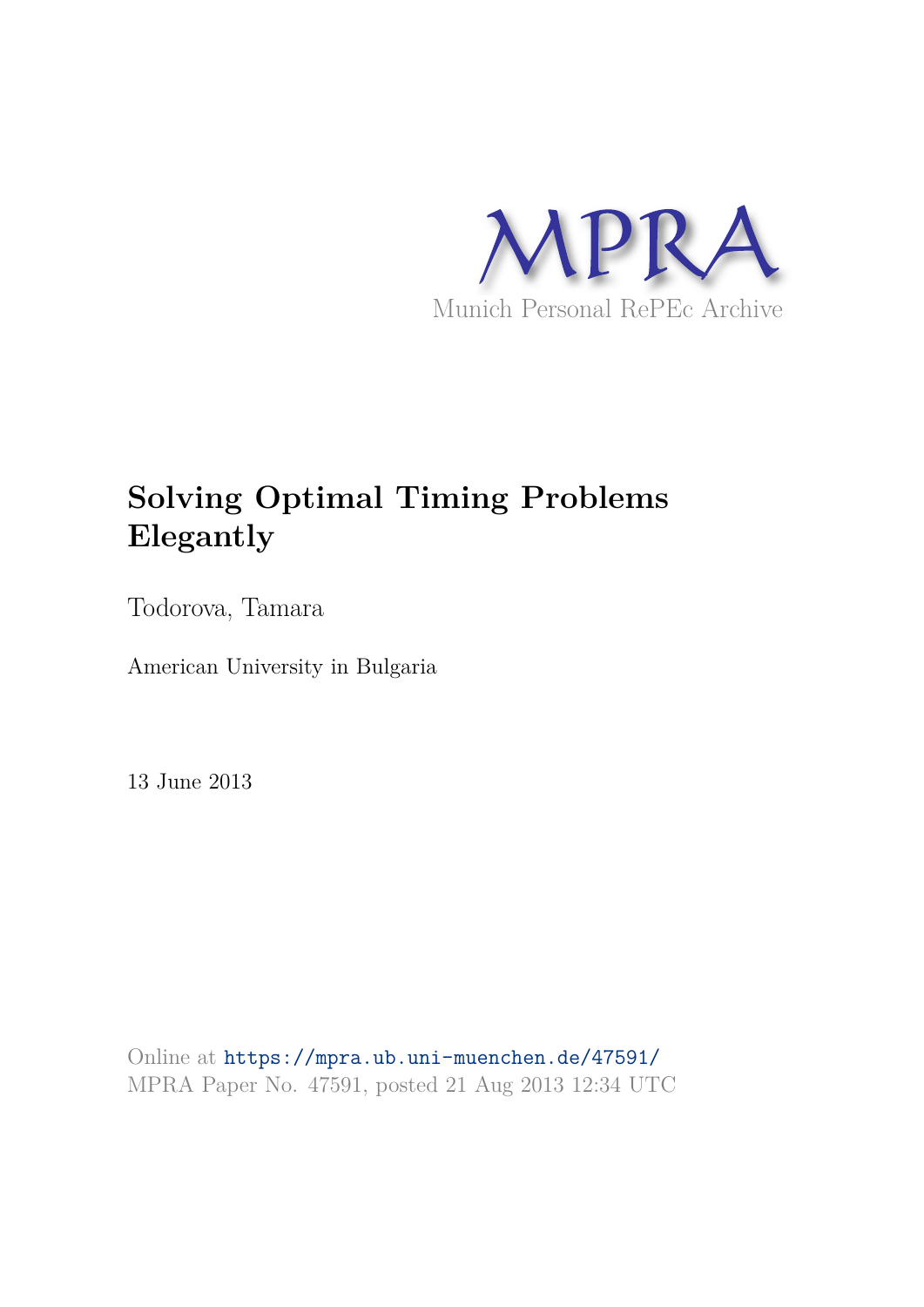MPRA

Munich Personal RePEc Archive

# Solving Optimal Timing Problems Elegantly

Todorova, Tamara

American University in Bulgaria

13 June 2013

Online at https://mpra.ub.uni-muenchen.de/47591/
MPRA Paper No. 47591, posted 21 Aug 2013 12:34 UTC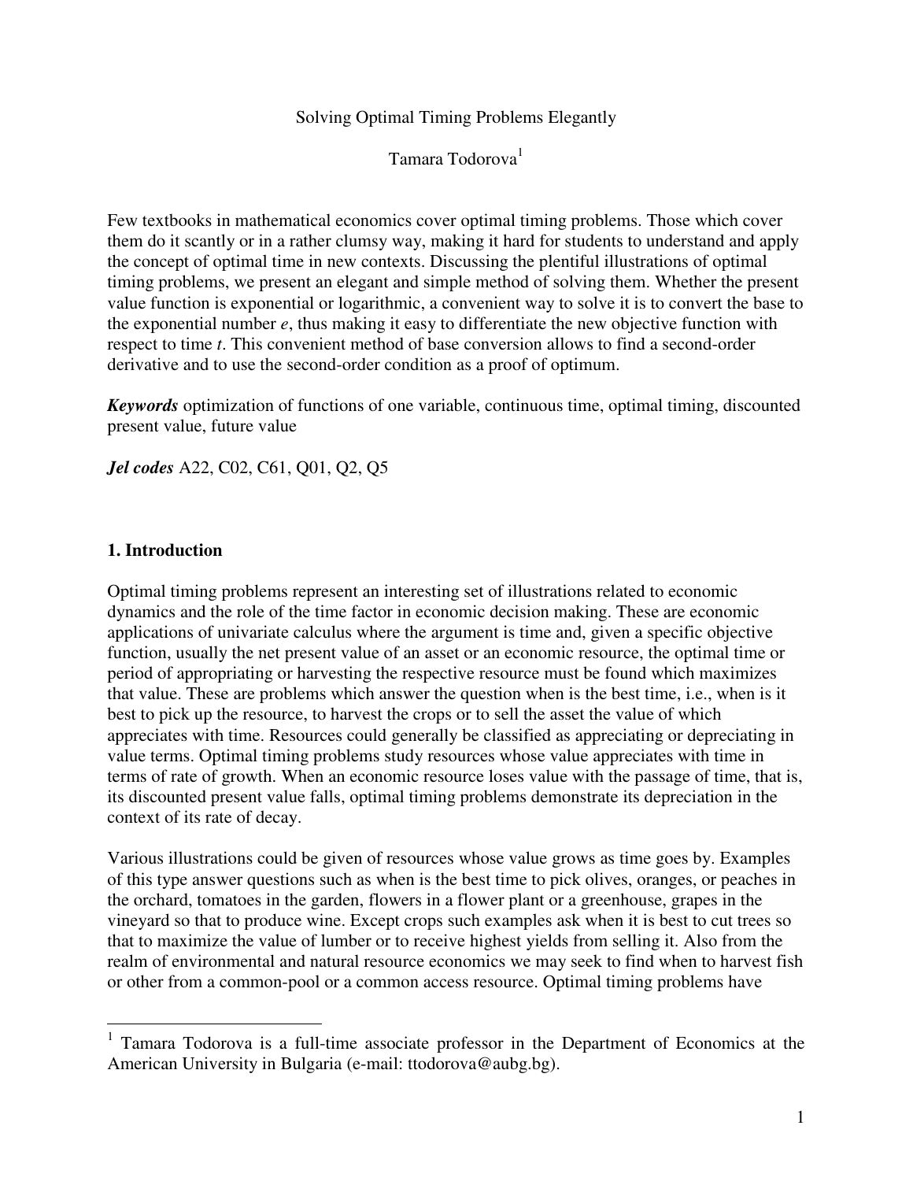Solving Optimal Timing Problems Elegantly

Tamara Todorova[1]

Few textbooks in mathematical economics cover optimal timing problems. Those which cover them do it scantly or in a rather clumsy way, making it hard for students to understand and apply the concept of optimal time in new contexts. Discussing the plentiful illustrations of optimal timing problems, we present an elegant and simple method of solving them. Whether the present value function is exponential or logarithmic, a convenient way to solve it is to convert the base to the exponential number *e*, thus making it easy to differentiate the new objective function with respect to time *t*. This convenient method of base conversion allows to find a second-order derivative and to use the second-order condition as a proof of optimum.

***Keywords*** optimization of functions of one variable, continuous time, optimal timing, discounted present value, future value

***Jel codes*** A22, C02, C61, Q01, Q2, Q5

## 1. Introduction

Optimal timing problems represent an interesting set of illustrations related to economic dynamics and the role of the time factor in economic decision making. These are economic applications of univariate calculus where the argument is time and, given a specific objective function, usually the net present value of an asset or an economic resource, the optimal time or period of appropriating or harvesting the respective resource must be found which maximizes that value. These are problems which answer the question when is the best time, i.e., when is it best to pick up the resource, to harvest the crops or to sell the asset the value of which appreciates with time. Resources could generally be classified as appreciating or depreciating in value terms. Optimal timing problems study resources whose value appreciates with time in terms of rate of growth. When an economic resource loses value with the passage of time, that is, its discounted present value falls, optimal timing problems demonstrate its depreciation in the context of its rate of decay.

Various illustrations could be given of resources whose value grows as time goes by. Examples of this type answer questions such as when is the best time to pick olives, oranges, or peaches in the orchard, tomatoes in the garden, flowers in a flower plant or a greenhouse, grapes in the vineyard so that to produce wine. Except crops such examples ask when it is best to cut trees so that to maximize the value of lumber or to receive highest yields from selling it. Also from the realm of environmental and natural resource economics we may seek to find when to harvest fish or other from a common-pool or a common access resource. Optimal timing problems have

[1] Tamara Todorova is a full-time associate professor in the Department of Economics at the American University in Bulgaria (e-mail: ttodorova@aubg.bg).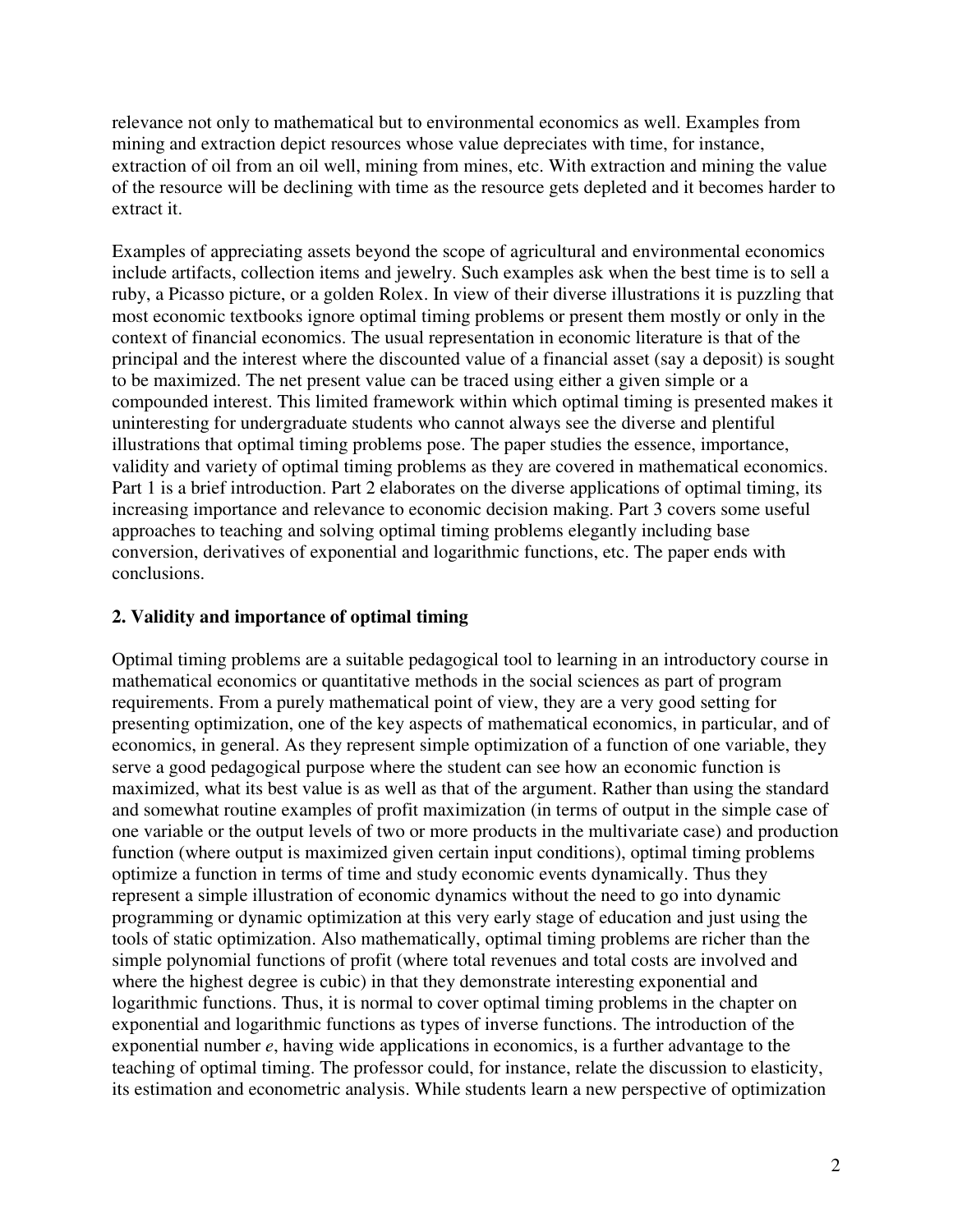relevance not only to mathematical but to environmental economics as well. Examples from mining and extraction depict resources whose value depreciates with time, for instance, extraction of oil from an oil well, mining from mines, etc. With extraction and mining the value of the resource will be declining with time as the resource gets depleted and it becomes harder to extract it.

Examples of appreciating assets beyond the scope of agricultural and environmental economics include artifacts, collection items and jewelry. Such examples ask when the best time is to sell a ruby, a Picasso picture, or a golden Rolex. In view of their diverse illustrations it is puzzling that most economic textbooks ignore optimal timing problems or present them mostly or only in the context of financial economics. The usual representation in economic literature is that of the principal and the interest where the discounted value of a financial asset (say a deposit) is sought to be maximized. The net present value can be traced using either a given simple or a compounded interest. This limited framework within which optimal timing is presented makes it uninteresting for undergraduate students who cannot always see the diverse and plentiful illustrations that optimal timing problems pose. The paper studies the essence, importance, validity and variety of optimal timing problems as they are covered in mathematical economics. Part 1 is a brief introduction. Part 2 elaborates on the diverse applications of optimal timing, its increasing importance and relevance to economic decision making. Part 3 covers some useful approaches to teaching and solving optimal timing problems elegantly including base conversion, derivatives of exponential and logarithmic functions, etc. The paper ends with conclusions.

## 2. Validity and importance of optimal timing

Optimal timing problems are a suitable pedagogical tool to learning in an introductory course in mathematical economics or quantitative methods in the social sciences as part of program requirements. From a purely mathematical point of view, they are a very good setting for presenting optimization, one of the key aspects of mathematical economics, in particular, and of economics, in general. As they represent simple optimization of a function of one variable, they serve a good pedagogical purpose where the student can see how an economic function is maximized, what its best value is as well as that of the argument. Rather than using the standard and somewhat routine examples of profit maximization (in terms of output in the simple case of one variable or the output levels of two or more products in the multivariate case) and production function (where output is maximized given certain input conditions), optimal timing problems optimize a function in terms of time and study economic events dynamically. Thus they represent a simple illustration of economic dynamics without the need to go into dynamic programming or dynamic optimization at this very early stage of education and just using the tools of static optimization. Also mathematically, optimal timing problems are richer than the simple polynomial functions of profit (where total revenues and total costs are involved and where the highest degree is cubic) in that they demonstrate interesting exponential and logarithmic functions. Thus, it is normal to cover optimal timing problems in the chapter on exponential and logarithmic functions as types of inverse functions. The introduction of the exponential number *e*, having wide applications in economics, is a further advantage to the teaching of optimal timing. The professor could, for instance, relate the discussion to elasticity, its estimation and econometric analysis. While students learn a new perspective of optimization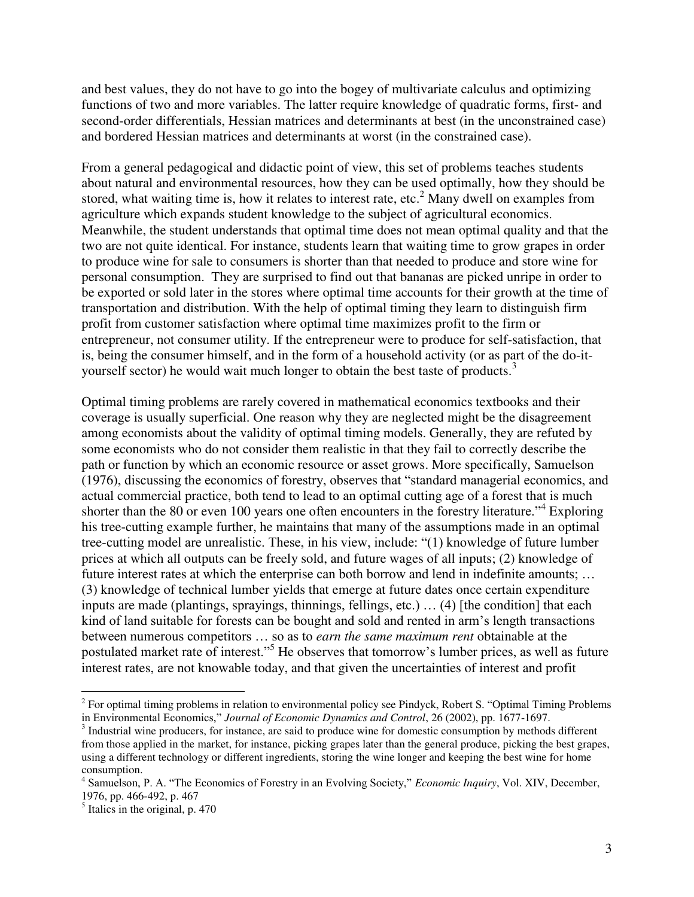and best values, they do not have to go into the bogey of multivariate calculus and optimizing functions of two and more variables. The latter require knowledge of quadratic forms, first- and second-order differentials, Hessian matrices and determinants at best (in the unconstrained case) and bordered Hessian matrices and determinants at worst (in the constrained case).

From a general pedagogical and didactic point of view, this set of problems teaches students about natural and environmental resources, how they can be used optimally, how they should be stored, what waiting time is, how it relates to interest rate, etc.[2] Many dwell on examples from agriculture which expands student knowledge to the subject of agricultural economics. Meanwhile, the student understands that optimal time does not mean optimal quality and that the two are not quite identical. For instance, students learn that waiting time to grow grapes in order to produce wine for sale to consumers is shorter than that needed to produce and store wine for personal consumption. They are surprised to find out that bananas are picked unripe in order to be exported or sold later in the stores where optimal time accounts for their growth at the time of transportation and distribution. With the help of optimal timing they learn to distinguish firm profit from customer satisfaction where optimal time maximizes profit to the firm or entrepreneur, not consumer utility. If the entrepreneur were to produce for self-satisfaction, that is, being the consumer himself, and in the form of a household activity (or as part of the do-it-yourself sector) he would wait much longer to obtain the best taste of products.[3]

Optimal timing problems are rarely covered in mathematical economics textbooks and their coverage is usually superficial. One reason why they are neglected might be the disagreement among economists about the validity of optimal timing models. Generally, they are refuted by some economists who do not consider them realistic in that they fail to correctly describe the path or function by which an economic resource or asset grows. More specifically, Samuelson (1976), discussing the economics of forestry, observes that "standard managerial economics, and actual commercial practice, both tend to lead to an optimal cutting age of a forest that is much shorter than the 80 or even 100 years one often encounters in the forestry literature."[4] Exploring his tree-cutting example further, he maintains that many of the assumptions made in an optimal tree-cutting model are unrealistic. These, in his view, include: "(1) knowledge of future lumber prices at which all outputs can be freely sold, and future wages of all inputs; (2) knowledge of future interest rates at which the enterprise can both borrow and lend in indefinite amounts; … (3) knowledge of technical lumber yields that emerge at future dates once certain expenditure inputs are made (plantings, sprayings, thinnings, fellings, etc.) … (4) [the condition] that each kind of land suitable for forests can be bought and sold and rented in arm's length transactions between numerous competitors … so as to *earn the same maximum rent* obtainable at the postulated market rate of interest."[5] He observes that tomorrow's lumber prices, as well as future interest rates, are not knowable today, and that given the uncertainties of interest and profit

---

[2] For optimal timing problems in relation to environmental policy see Pindyck, Robert S. "Optimal Timing Problems in Environmental Economics," *Journal of Economic Dynamics and Control*, 26 (2002), pp. 1677-1697.

[3] Industrial wine producers, for instance, are said to produce wine for domestic consumption by methods different from those applied in the market, for instance, picking grapes later than the general produce, picking the best grapes, using a different technology or different ingredients, storing the wine longer and keeping the best wine for home consumption.

[4] Samuelson, P. A. "The Economics of Forestry in an Evolving Society," *Economic Inquiry*, Vol. XIV, December, 1976, pp. 466-492, p. 467

[5] Italics in the original, p. 470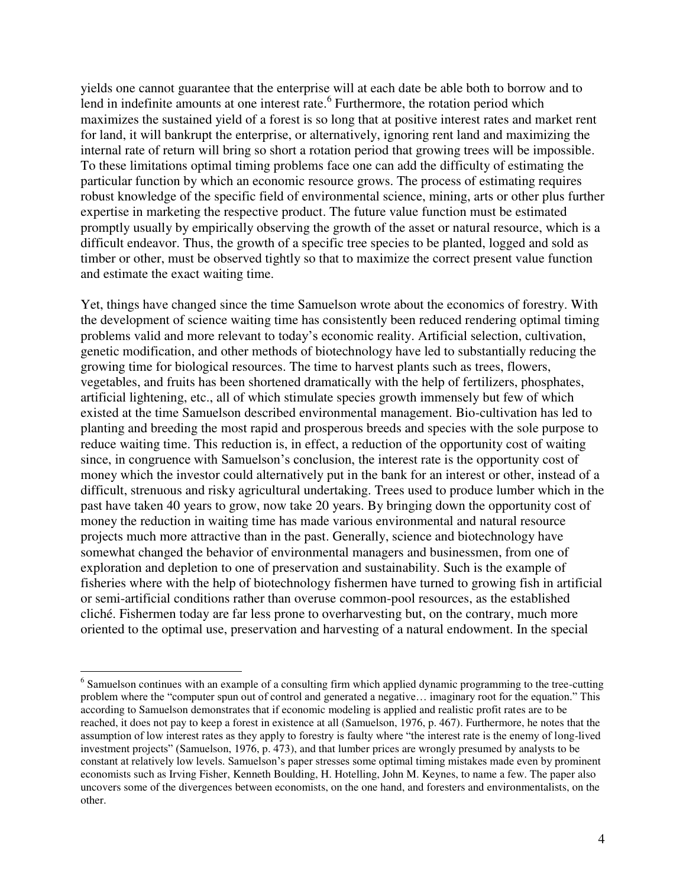yields one cannot guarantee that the enterprise will at each date be able both to borrow and to lend in indefinite amounts at one interest rate.[6] Furthermore, the rotation period which maximizes the sustained yield of a forest is so long that at positive interest rates and market rent for land, it will bankrupt the enterprise, or alternatively, ignoring rent land and maximizing the internal rate of return will bring so short a rotation period that growing trees will be impossible. To these limitations optimal timing problems face one can add the difficulty of estimating the particular function by which an economic resource grows. The process of estimating requires robust knowledge of the specific field of environmental science, mining, arts or other plus further expertise in marketing the respective product. The future value function must be estimated promptly usually by empirically observing the growth of the asset or natural resource, which is a difficult endeavor. Thus, the growth of a specific tree species to be planted, logged and sold as timber or other, must be observed tightly so that to maximize the correct present value function and estimate the exact waiting time.

Yet, things have changed since the time Samuelson wrote about the economics of forestry. With the development of science waiting time has consistently been reduced rendering optimal timing problems valid and more relevant to today's economic reality. Artificial selection, cultivation, genetic modification, and other methods of biotechnology have led to substantially reducing the growing time for biological resources. The time to harvest plants such as trees, flowers, vegetables, and fruits has been shortened dramatically with the help of fertilizers, phosphates, artificial lightening, etc., all of which stimulate species growth immensely but few of which existed at the time Samuelson described environmental management. Bio-cultivation has led to planting and breeding the most rapid and prosperous breeds and species with the sole purpose to reduce waiting time. This reduction is, in effect, a reduction of the opportunity cost of waiting since, in congruence with Samuelson's conclusion, the interest rate is the opportunity cost of money which the investor could alternatively put in the bank for an interest or other, instead of a difficult, strenuous and risky agricultural undertaking. Trees used to produce lumber which in the past have taken 40 years to grow, now take 20 years. By bringing down the opportunity cost of money the reduction in waiting time has made various environmental and natural resource projects much more attractive than in the past. Generally, science and biotechnology have somewhat changed the behavior of environmental managers and businessmen, from one of exploration and depletion to one of preservation and sustainability. Such is the example of fisheries where with the help of biotechnology fishermen have turned to growing fish in artificial or semi-artificial conditions rather than overuse common-pool resources, as the established cliché. Fishermen today are far less prone to overharvesting but, on the contrary, much more oriented to the optimal use, preservation and harvesting of a natural endowment. In the special

---

[6] Samuelson continues with an example of a consulting firm which applied dynamic programming to the tree-cutting problem where the "computer spun out of control and generated a negative… imaginary root for the equation." This according to Samuelson demonstrates that if economic modeling is applied and realistic profit rates are to be reached, it does not pay to keep a forest in existence at all (Samuelson, 1976, p. 467). Furthermore, he notes that the assumption of low interest rates as they apply to forestry is faulty where "the interest rate is the enemy of long-lived investment projects" (Samuelson, 1976, p. 473), and that lumber prices are wrongly presumed by analysts to be constant at relatively low levels. Samuelson's paper stresses some optimal timing mistakes made even by prominent economists such as Irving Fisher, Kenneth Boulding, H. Hotelling, John M. Keynes, to name a few. The paper also uncovers some of the divergences between economists, on the one hand, and foresters and environmentalists, on the other.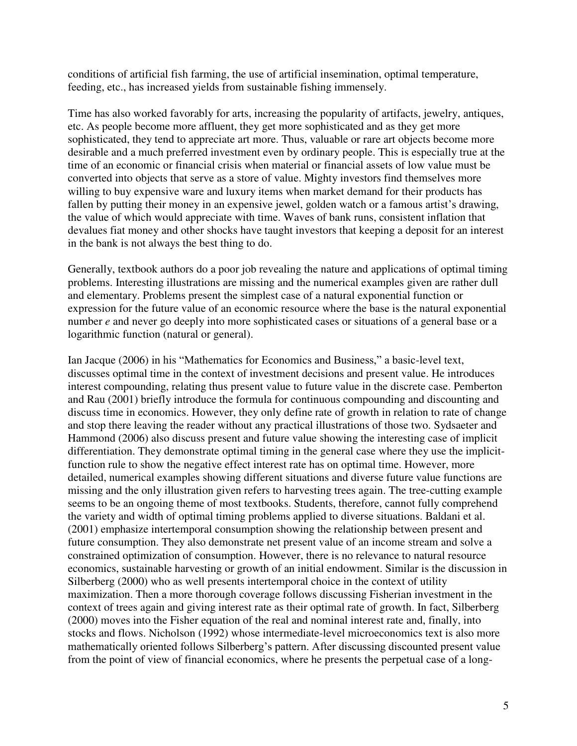conditions of artificial fish farming, the use of artificial insemination, optimal temperature, feeding, etc., has increased yields from sustainable fishing immensely.

Time has also worked favorably for arts, increasing the popularity of artifacts, jewelry, antiques, etc. As people become more affluent, they get more sophisticated and as they get more sophisticated, they tend to appreciate art more. Thus, valuable or rare art objects become more desirable and a much preferred investment even by ordinary people. This is especially true at the time of an economic or financial crisis when material or financial assets of low value must be converted into objects that serve as a store of value. Mighty investors find themselves more willing to buy expensive ware and luxury items when market demand for their products has fallen by putting their money in an expensive jewel, golden watch or a famous artist's drawing, the value of which would appreciate with time. Waves of bank runs, consistent inflation that devalues fiat money and other shocks have taught investors that keeping a deposit for an interest in the bank is not always the best thing to do.

Generally, textbook authors do a poor job revealing the nature and applications of optimal timing problems. Interesting illustrations are missing and the numerical examples given are rather dull and elementary. Problems present the simplest case of a natural exponential function or expression for the future value of an economic resource where the base is the natural exponential number *e* and never go deeply into more sophisticated cases or situations of a general base or a logarithmic function (natural or general).

Ian Jacque (2006) in his "Mathematics for Economics and Business," a basic-level text, discusses optimal time in the context of investment decisions and present value. He introduces interest compounding, relating thus present value to future value in the discrete case. Pemberton and Rau (2001) briefly introduce the formula for continuous compounding and discounting and discuss time in economics. However, they only define rate of growth in relation to rate of change and stop there leaving the reader without any practical illustrations of those two. Sydsaeter and Hammond (2006) also discuss present and future value showing the interesting case of implicit differentiation. They demonstrate optimal timing in the general case where they use the implicit-function rule to show the negative effect interest rate has on optimal time. However, more detailed, numerical examples showing different situations and diverse future value functions are missing and the only illustration given refers to harvesting trees again. The tree-cutting example seems to be an ongoing theme of most textbooks. Students, therefore, cannot fully comprehend the variety and width of optimal timing problems applied to diverse situations. Baldani et al. (2001) emphasize intertemporal consumption showing the relationship between present and future consumption. They also demonstrate net present value of an income stream and solve a constrained optimization of consumption. However, there is no relevance to natural resource economics, sustainable harvesting or growth of an initial endowment. Similar is the discussion in Silberberg (2000) who as well presents intertemporal choice in the context of utility maximization. Then a more thorough coverage follows discussing Fisherian investment in the context of trees again and giving interest rate as their optimal rate of growth. In fact, Silberberg (2000) moves into the Fisher equation of the real and nominal interest rate and, finally, into stocks and flows. Nicholson (1992) whose intermediate-level microeconomics text is also more mathematically oriented follows Silberberg's pattern. After discussing discounted present value from the point of view of financial economics, where he presents the perpetual case of a long-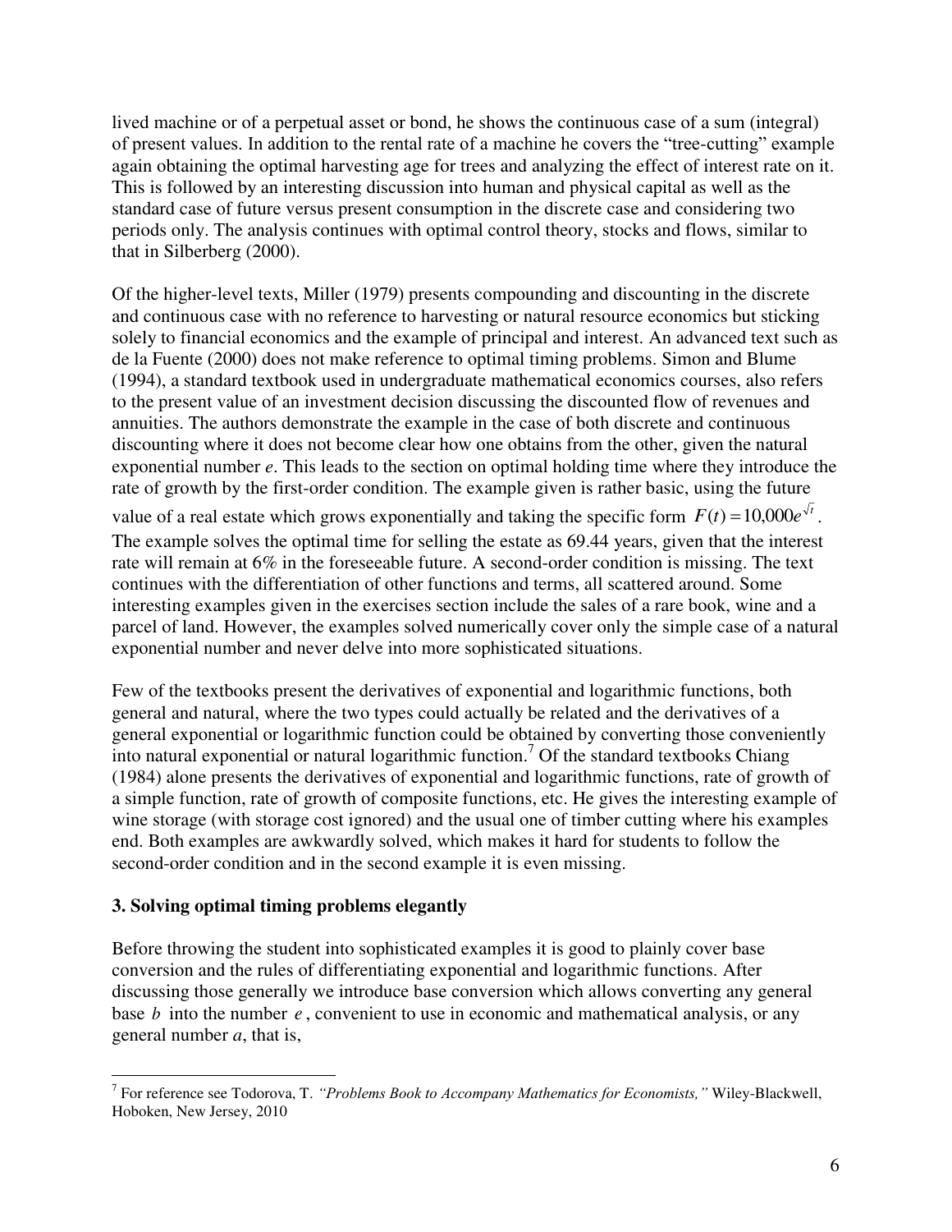lived machine or of a perpetual asset or bond, he shows the continuous case of a sum (integral) of present values. In addition to the rental rate of a machine he covers the "tree-cutting" example again obtaining the optimal harvesting age for trees and analyzing the effect of interest rate on it. This is followed by an interesting discussion into human and physical capital as well as the standard case of future versus present consumption in the discrete case and considering two periods only. The analysis continues with optimal control theory, stocks and flows, similar to that in Silberberg (2000).

Of the higher-level texts, Miller (1979) presents compounding and discounting in the discrete and continuous case with no reference to harvesting or natural resource economics but sticking solely to financial economics and the example of principal and interest. An advanced text such as de la Fuente (2000) does not make reference to optimal timing problems. Simon and Blume (1994), a standard textbook used in undergraduate mathematical economics courses, also refers to the present value of an investment decision discussing the discounted flow of revenues and annuities. The authors demonstrate the example in the case of both discrete and continuous discounting where it does not become clear how one obtains from the other, given the natural exponential number *e*. This leads to the section on optimal holding time where they introduce the rate of growth by the first-order condition. The example given is rather basic, using the future value of a real estate which grows exponentially and taking the specific form $F(t) = 10{,}000e^{\sqrt{t}}$. The example solves the optimal time for selling the estate as 69.44 years, given that the interest rate will remain at 6% in the foreseeable future. A second-order condition is missing. The text continues with the differentiation of other functions and terms, all scattered around. Some interesting examples given in the exercises section include the sales of a rare book, wine and a parcel of land. However, the examples solved numerically cover only the simple case of a natural exponential number and never delve into more sophisticated situations.

Few of the textbooks present the derivatives of exponential and logarithmic functions, both general and natural, where the two types could actually be related and the derivatives of a general exponential or logarithmic function could be obtained by converting those conveniently into natural exponential or natural logarithmic function.[7] Of the standard textbooks Chiang (1984) alone presents the derivatives of exponential and logarithmic functions, rate of growth of a simple function, rate of growth of composite functions, etc. He gives the interesting example of wine storage (with storage cost ignored) and the usual one of timber cutting where his examples end. Both examples are awkwardly solved, which makes it hard for students to follow the second-order condition and in the second example it is even missing.

## 3. Solving optimal timing problems elegantly

Before throwing the student into sophisticated examples it is good to plainly cover base conversion and the rules of differentiating exponential and logarithmic functions. After discussing those generally we introduce base conversion which allows converting any general base $b$ into the number $e$, convenient to use in economic and mathematical analysis, or any general number *a*, that is,

[7] For reference see Todorova, T. *"Problems Book to Accompany Mathematics for Economists,"* Wiley-Blackwell, Hoboken, New Jersey, 2010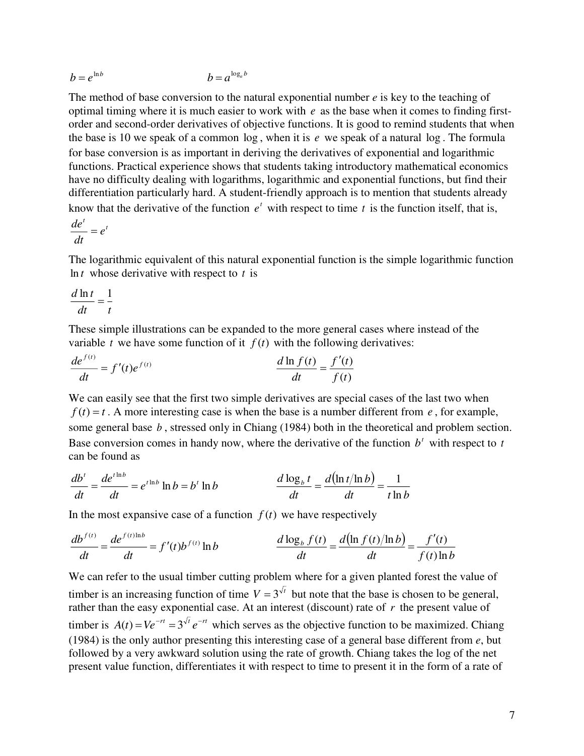$$b = e^{\ln b} \qquad\qquad b = a^{\log_a b}$$

The method of base conversion to the natural exponential number *e* is key to the teaching of optimal timing where it is much easier to work with $e$ as the base when it comes to finding first-order and second-order derivatives of objective functions. It is good to remind students that when the base is 10 we speak of a common $\log$, when it is $e$ we speak of a natural $\log$. The formula for base conversion is as important in deriving the derivatives of exponential and logarithmic functions. Practical experience shows that students taking introductory mathematical economics have no difficulty dealing with logarithms, logarithmic and exponential functions, but find their differentiation particularly hard. A student-friendly approach is to mention that students already know that the derivative of the function $e^t$ with respect to time $t$ is the function itself, that is,

$$\frac{de^t}{dt} = e^t$$

The logarithmic equivalent of this natural exponential function is the simple logarithmic function $\ln t$ whose derivative with respect to $t$ is

$$\frac{d\ln t}{dt} = \frac{1}{t}$$

These simple illustrations can be expanded to the more general cases where instead of the variable $t$ we have some function of it $f(t)$ with the following derivatives:

$$\frac{de^{f(t)}}{dt} = f'(t)e^{f(t)} \qquad\qquad \frac{d\ln f(t)}{dt} = \frac{f'(t)}{f(t)}$$

We can easily see that the first two simple derivatives are special cases of the last two when $f(t) = t$. A more interesting case is when the base is a number different from $e$, for example, some general base $b$, stressed only in Chiang (1984) both in the theoretical and problem section. Base conversion comes in handy now, where the derivative of the function $b^t$ with respect to $t$ can be found as

$$\frac{db^t}{dt} = \frac{de^{t\ln b}}{dt} = e^{t\ln b}\ln b = b^t \ln b \qquad\qquad \frac{d\log_b t}{dt} = \frac{d(\ln t/\ln b)}{dt} = \frac{1}{t\ln b}$$

In the most expansive case of a function $f(t)$ we have respectively

$$\frac{db^{f(t)}}{dt} = \frac{de^{f(t)\ln b}}{dt} = f'(t)b^{f(t)}\ln b \qquad\qquad \frac{d\log_b f(t)}{dt} = \frac{d(\ln f(t)/\ln b)}{dt} = \frac{f'(t)}{f(t)\ln b}$$

We can refer to the usual timber cutting problem where for a given planted forest the value of timber is an increasing function of time $V = 3^{\sqrt{t}}$ but note that the base is chosen to be general, rather than the easy exponential case. At an interest (discount) rate of $r$ the present value of timber is $A(t) = Ve^{-rt} = 3^{\sqrt{t}}e^{-rt}$ which serves as the objective function to be maximized. Chiang (1984) is the only author presenting this interesting case of a general base different from *e*, but followed by a very awkward solution using the rate of growth. Chiang takes the log of the net present value function, differentiates it with respect to time to present it in the form of a rate of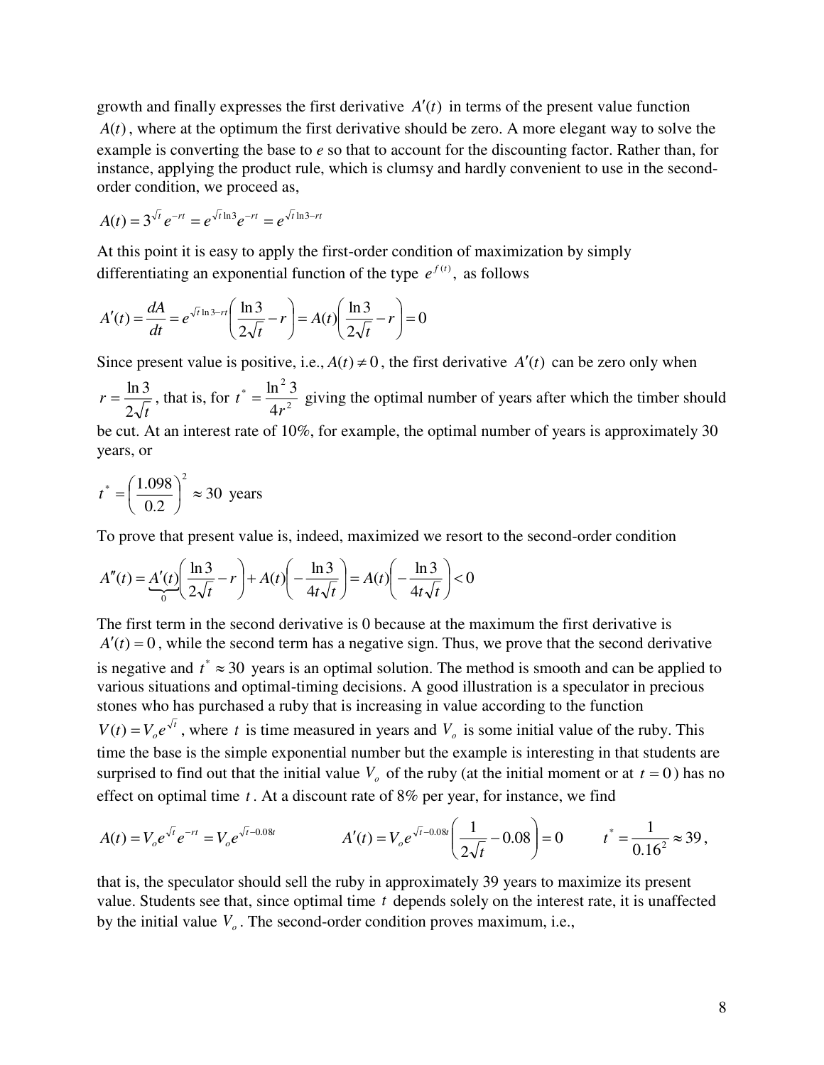growth and finally expresses the first derivative $A'(t)$ in terms of the present value function $A(t)$, where at the optimum the first derivative should be zero. A more elegant way to solve the example is converting the base to *e* so that to account for the discounting factor. Rather than, for instance, applying the product rule, which is clumsy and hardly convenient to use in the second-order condition, we proceed as,

$$A(t) = 3^{\sqrt{t}} e^{-rt} = e^{\sqrt{t}\ln 3} e^{-rt} = e^{\sqrt{t}\ln 3 - rt}$$

At this point it is easy to apply the first-order condition of maximization by simply differentiating an exponential function of the type $e^{f(t)}$, as follows

$$A'(t) = \frac{dA}{dt} = e^{\sqrt{t}\ln 3 - rt}\left(\frac{\ln 3}{2\sqrt{t}} - r\right) = A(t)\left(\frac{\ln 3}{2\sqrt{t}} - r\right) = 0$$

Since present value is positive, i.e., $A(t) \neq 0$, the first derivative $A'(t)$ can be zero only when $r = \frac{\ln 3}{2\sqrt{t}}$, that is, for $t^* = \frac{\ln^2 3}{4r^2}$ giving the optimal number of years after which the timber should be cut. At an interest rate of 10%, for example, the optimal number of years is approximately 30 years, or

$$t^* = \left(\frac{1.098}{0.2}\right)^2 \approx 30 \text{ years}$$

To prove that present value is, indeed, maximized we resort to the second-order condition

$$A''(t) = \underbrace{A'(t)}_{0}\left(\frac{\ln 3}{2\sqrt{t}} - r\right) + A(t)\left(-\frac{\ln 3}{4t\sqrt{t}}\right) = A(t)\left(-\frac{\ln 3}{4t\sqrt{t}}\right) < 0$$

The first term in the second derivative is 0 because at the maximum the first derivative is $A'(t) = 0$, while the second term has a negative sign. Thus, we prove that the second derivative is negative and $t^* \approx 30$ years is an optimal solution. The method is smooth and can be applied to various situations and optimal-timing decisions. A good illustration is a speculator in precious stones who has purchased a ruby that is increasing in value according to the function $V(t) = V_o e^{\sqrt{t}}$, where $t$ is time measured in years and $V_o$ is some initial value of the ruby. This time the base is the simple exponential number but the example is interesting in that students are surprised to find out that the initial value $V_o$ of the ruby (at the initial moment or at $t = 0$) has no effect on optimal time $t$. At a discount rate of 8% per year, for instance, we find

$$A(t) = V_o e^{\sqrt{t}} e^{-rt} = V_o e^{\sqrt{t} - 0.08t} \qquad A'(t) = V_o e^{\sqrt{t} - 0.08t}\left(\frac{1}{2\sqrt{t}} - 0.08\right) = 0 \qquad t^* = \frac{1}{0.16^2} \approx 39,$$

that is, the speculator should sell the ruby in approximately 39 years to maximize its present value. Students see that, since optimal time $t$ depends solely on the interest rate, it is unaffected by the initial value $V_o$. The second-order condition proves maximum, i.e.,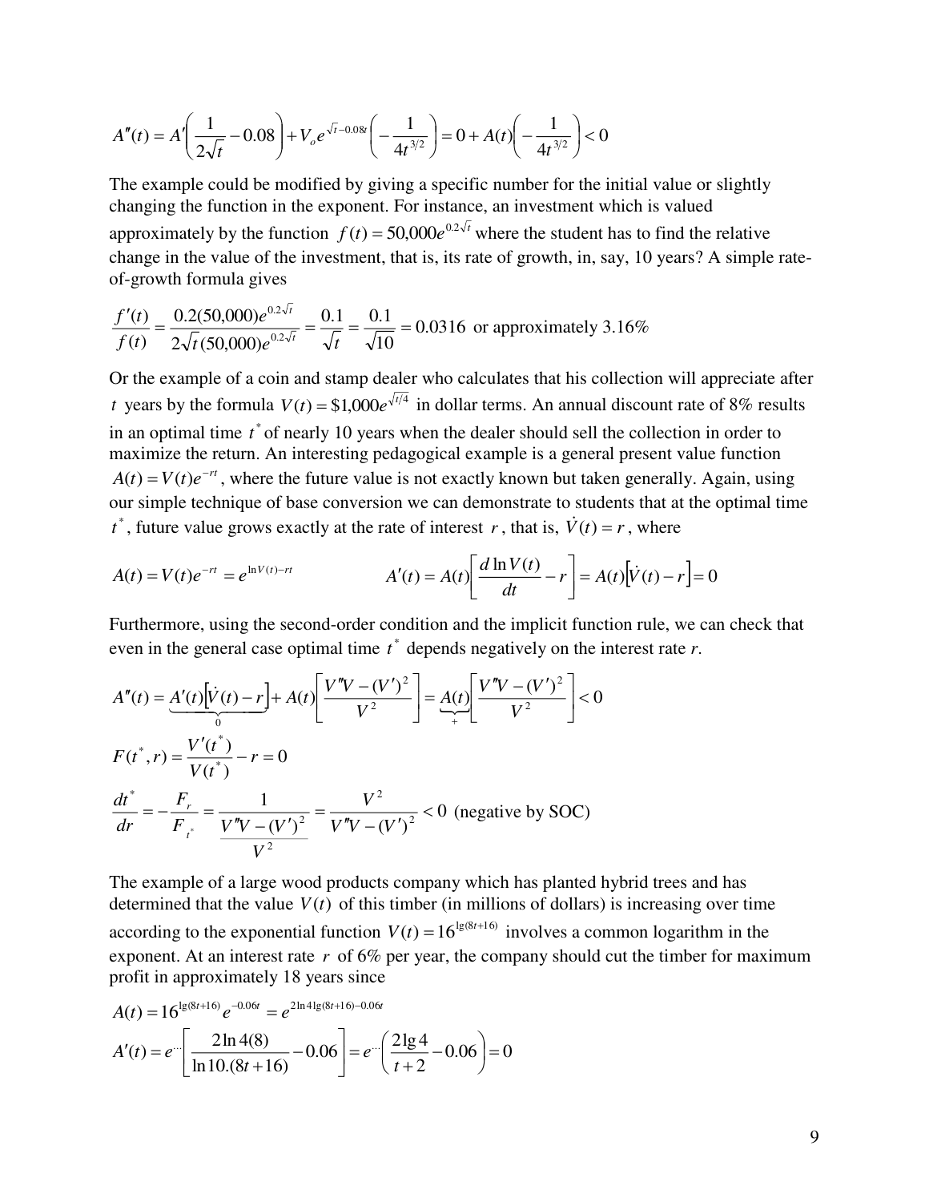$$A''(t) = A'\left(\frac{1}{2\sqrt{t}} - 0.08\right) + V_o e^{\sqrt{t}-0.08t}\left(-\frac{1}{4t^{3/2}}\right) = 0 + A(t)\left(-\frac{1}{4t^{3/2}}\right) < 0$$

The example could be modified by giving a specific number for the initial value or slightly changing the function in the exponent. For instance, an investment which is valued approximately by the function $f(t) = 50{,}000e^{0.2\sqrt{t}}$ where the student has to find the relative change in the value of the investment, that is, its rate of growth, in, say, 10 years? A simple rate-of-growth formula gives

$$\frac{f'(t)}{f(t)} = \frac{0.2(50{,}000)e^{0.2\sqrt{t}}}{2\sqrt{t}(50{,}000)e^{0.2\sqrt{t}}} = \frac{0.1}{\sqrt{t}} = \frac{0.1}{\sqrt{10}} = 0.0316 \text{ or approximately } 3.16\%$$

Or the example of a coin and stamp dealer who calculates that his collection will appreciate after $t$ years by the formula $V(t) = \$1{,}000e^{\sqrt{t/4}}$ in dollar terms. An annual discount rate of 8% results in an optimal time $t^*$ of nearly 10 years when the dealer should sell the collection in order to maximize the return. An interesting pedagogical example is a general present value function $A(t) = V(t)e^{-rt}$, where the future value is not exactly known but taken generally. Again, using our simple technique of base conversion we can demonstrate to students that at the optimal time $t^*$, future value grows exactly at the rate of interest $r$, that is, $\dot{V}(t) = r$, where

$$A(t) = V(t)e^{-rt} = e^{\ln V(t) - rt} \qquad A'(t) = A(t)\left[\frac{d \ln V(t)}{dt} - r\right] = A(t)\left[\dot{V}(t) - r\right] = 0$$

Furthermore, using the second-order condition and the implicit function rule, we can check that even in the general case optimal time $t^*$ depends negatively on the interest rate *r*.

$$A''(t) = \underbrace{A'(t)\left[\dot{V}(t) - r\right]}_{0} + A(t)\left[\frac{V''V - (V')^2}{V^2}\right] = \underbrace{A(t)}_{+}\left[\frac{V''V - (V')^2}{V^2}\right] < 0$$

$$F(t^*, r) = \frac{V'(t^*)}{V(t^*)} - r = 0$$

$$\frac{dt^*}{dr} = -\frac{F_r}{F_{t^*}} = \frac{1}{\dfrac{V''V - (V')^2}{V^2}} = \frac{V^2}{V''V - (V')^2} < 0 \text{ (negative by SOC)}$$

The example of a large wood products company which has planted hybrid trees and has determined that the value $V(t)$ of this timber (in millions of dollars) is increasing over time according to the exponential function $V(t) = 16^{\lg(8t+16)}$ involves a common logarithm in the exponent. At an interest rate $r$ of 6% per year, the company should cut the timber for maximum profit in approximately 18 years since

$$A(t) = 16^{\lg(8t+16)}e^{-0.06t} = e^{2\ln 4 \lg(8t+16) - 0.06t}$$

$$A'(t) = e^{\cdots}\left[\frac{2\ln 4(8)}{\ln 10.(8t+16)} - 0.06\right] = e^{\cdots}\left(\frac{2\lg 4}{t+2} - 0.06\right) = 0$$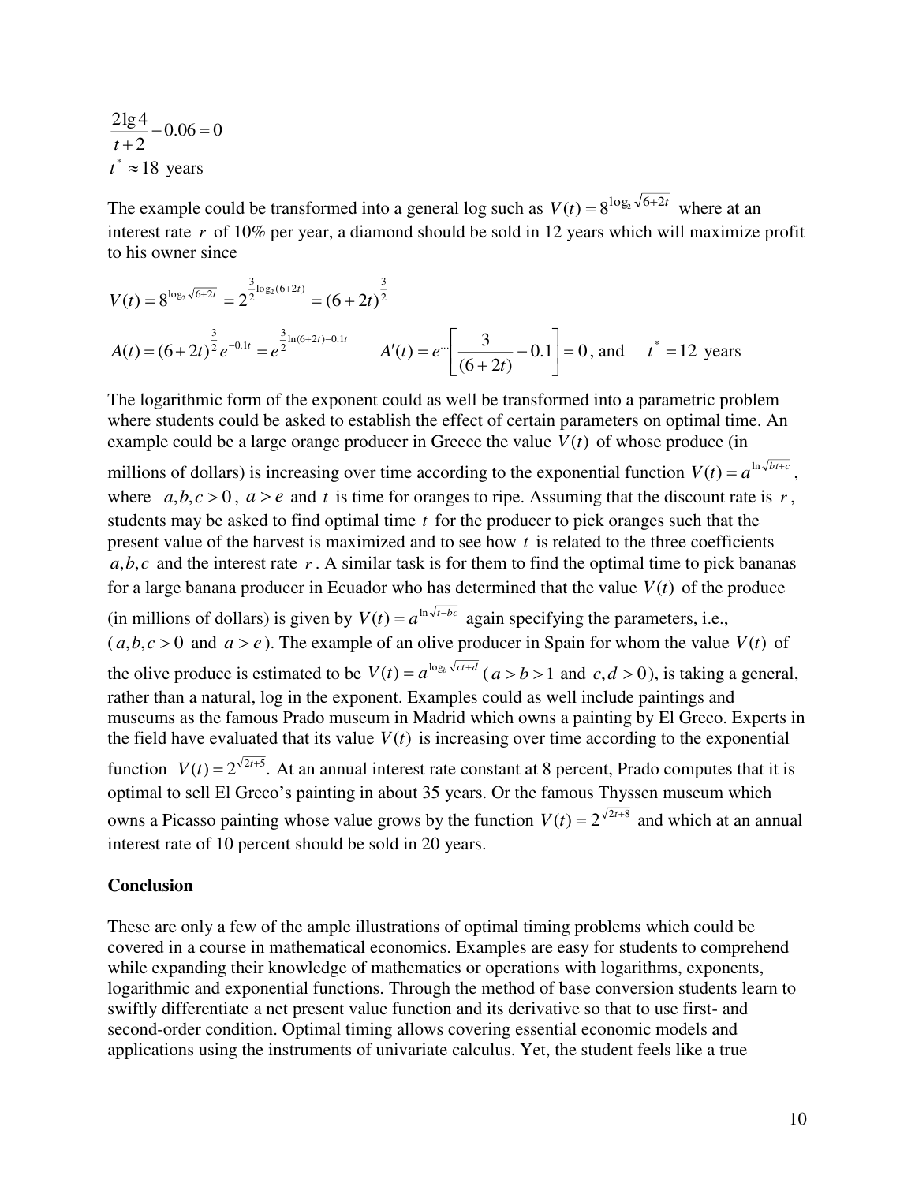$$\frac{2\lg 4}{t+2} - 0.06 = 0$$

$$t^* \approx 18 \text{ years}$$

The example could be transformed into a general log such as $V(t) = 8^{\log_2 \sqrt{6+2t}}$ where at an interest rate $r$ of 10% per year, a diamond should be sold in 12 years which will maximize profit to his owner since

$$V(t) = 8^{\log_2 \sqrt{6+2t}} = 2^{\frac{3}{2}\log_2(6+2t)} = (6+2t)^{\frac{3}{2}}$$

$$A(t) = (6+2t)^{\frac{3}{2}} e^{-0.1t} = e^{\frac{3}{2}\ln(6+2t) - 0.1t} \qquad A'(t) = e^{\cdots}\left[\frac{3}{(6+2t)} - 0.1\right] = 0, \text{ and } \quad t^* = 12 \text{ years}$$

The logarithmic form of the exponent could as well be transformed into a parametric problem where students could be asked to establish the effect of certain parameters on optimal time. An example could be a large orange producer in Greece the value $V(t)$ of whose produce (in millions of dollars) is increasing over time according to the exponential function $V(t) = a^{\ln \sqrt{bt+c}}$, where $a, b, c > 0$, $a > e$ and $t$ is time for oranges to ripe. Assuming that the discount rate is $r$, students may be asked to find optimal time $t$ for the producer to pick oranges such that the present value of the harvest is maximized and to see how $t$ is related to the three coefficients $a, b, c$ and the interest rate $r$. A similar task is for them to find the optimal time to pick bananas for a large banana producer in Ecuador who has determined that the value $V(t)$ of the produce (in millions of dollars) is given by $V(t) = a^{\ln \sqrt{t-bc}}$ again specifying the parameters, i.e., ($a, b, c > 0$ and $a > e$). The example of an olive producer in Spain for whom the value $V(t)$ of the olive produce is estimated to be $V(t) = a^{\log_b \sqrt{ct+d}}$ ($a > b > 1$ and $c, d > 0$), is taking a general, rather than a natural, log in the exponent. Examples could as well include paintings and museums as the famous Prado museum in Madrid which owns a painting by El Greco. Experts in the field have evaluated that its value $V(t)$ is increasing over time according to the exponential function $V(t) = 2^{\sqrt{2t+5}}$. At an annual interest rate constant at 8 percent, Prado computes that it is optimal to sell El Greco's painting in about 35 years. Or the famous Thyssen museum which owns a Picasso painting whose value grows by the function $V(t) = 2^{\sqrt{2t+8}}$ and which at an annual interest rate of 10 percent should be sold in 20 years.

**Conclusion**

These are only a few of the ample illustrations of optimal timing problems which could be covered in a course in mathematical economics. Examples are easy for students to comprehend while expanding their knowledge of mathematics or operations with logarithms, exponents, logarithmic and exponential functions. Through the method of base conversion students learn to swiftly differentiate a net present value function and its derivative so that to use first- and second-order condition. Optimal timing allows covering essential economic models and applications using the instruments of univariate calculus. Yet, the student feels like a true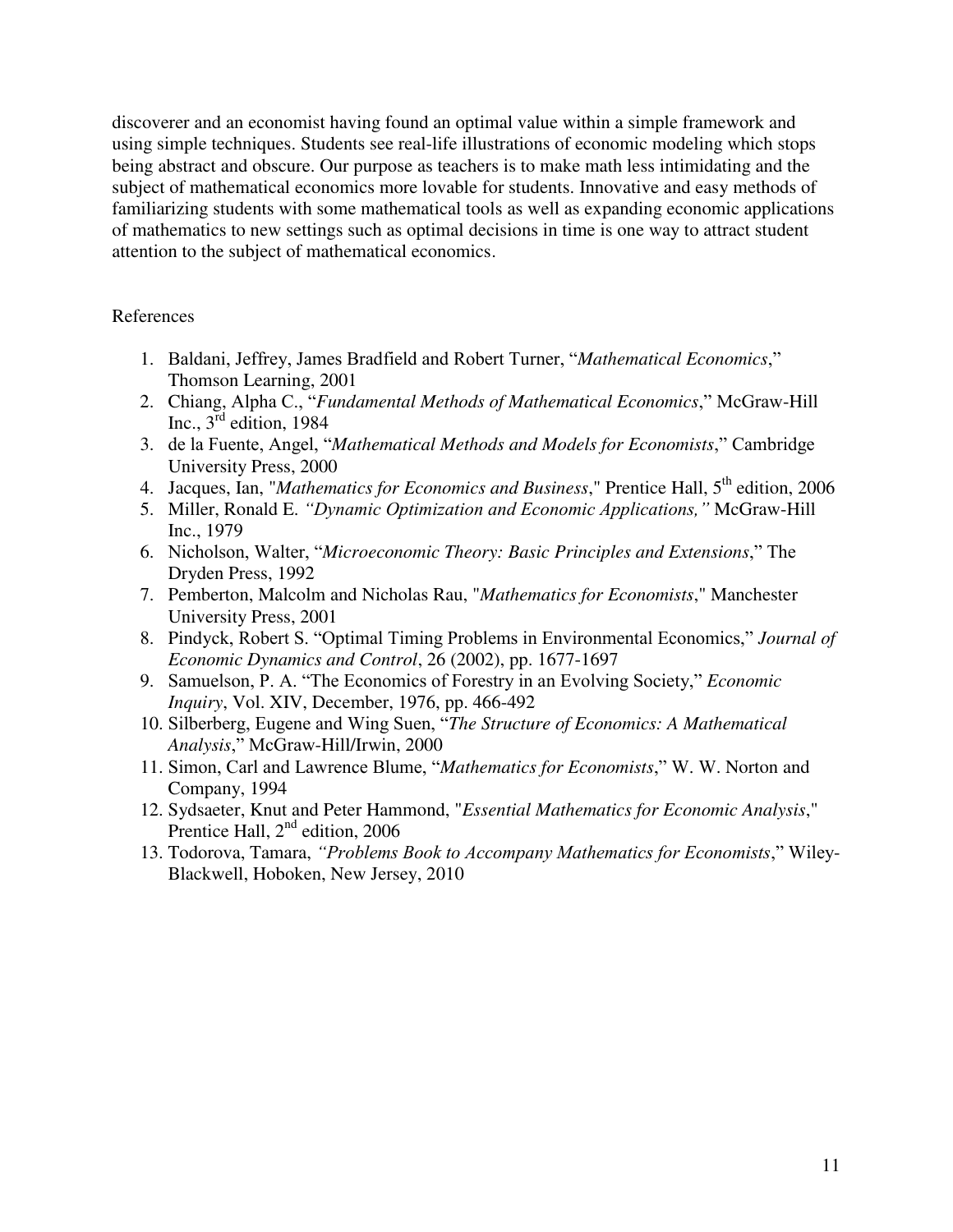discoverer and an economist having found an optimal value within a simple framework and using simple techniques. Students see real-life illustrations of economic modeling which stops being abstract and obscure. Our purpose as teachers is to make math less intimidating and the subject of mathematical economics more lovable for students. Innovative and easy methods of familiarizing students with some mathematical tools as well as expanding economic applications of mathematics to new settings such as optimal decisions in time is one way to attract student attention to the subject of mathematical economics.

References

1. Baldani, Jeffrey, James Bradfield and Robert Turner, "*Mathematical Economics*," Thomson Learning, 2001
2. Chiang, Alpha C., "*Fundamental Methods of Mathematical Economics*," McGraw-Hill Inc., 3rd edition, 1984
3. de la Fuente, Angel, "*Mathematical Methods and Models for Economists*," Cambridge University Press, 2000
4. Jacques, Ian, "*Mathematics for Economics and Business*," Prentice Hall, 5th edition, 2006
5. Miller, Ronald E. *"Dynamic Optimization and Economic Applications,"* McGraw-Hill Inc., 1979
6. Nicholson, Walter, "*Microeconomic Theory: Basic Principles and Extensions*," The Dryden Press, 1992
7. Pemberton, Malcolm and Nicholas Rau, "*Mathematics for Economists*," Manchester University Press, 2001
8. Pindyck, Robert S. "Optimal Timing Problems in Environmental Economics," *Journal of Economic Dynamics and Control*, 26 (2002), pp. 1677-1697
9. Samuelson, P. A. "The Economics of Forestry in an Evolving Society," *Economic Inquiry*, Vol. XIV, December, 1976, pp. 466-492
10. Silberberg, Eugene and Wing Suen, "*The Structure of Economics: A Mathematical Analysis*," McGraw-Hill/Irwin, 2000
11. Simon, Carl and Lawrence Blume, "*Mathematics for Economists*," W. W. Norton and Company, 1994
12. Sydsaeter, Knut and Peter Hammond, "*Essential Mathematics for Economic Analysis*," Prentice Hall, 2nd edition, 2006
13. Todorova, Tamara, *"Problems Book to Accompany Mathematics for Economists*," Wiley-Blackwell, Hoboken, New Jersey, 2010